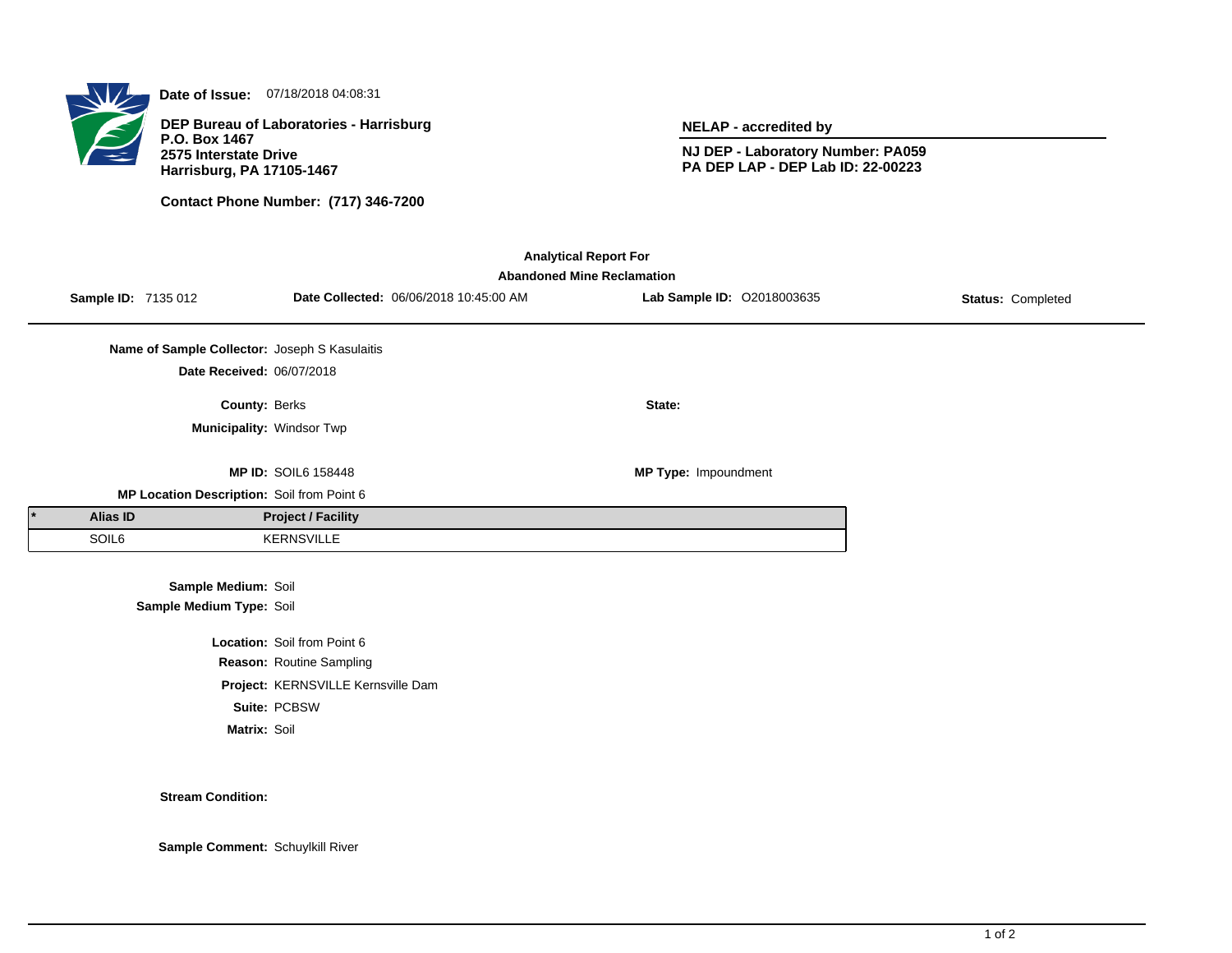**Date of Issue:** 07/18/2018 04:08:31

**DEP Bureau of Laboratories - Harrisburg**
**P.O. Box 1467**
**2575 Interstate Drive**
**Harrisburg, PA 17105-1467**

**Contact Phone Number: (717) 346-7200**

**NELAP - accredited by**

**NJ DEP - Laboratory Number: PA059**
**PA DEP LAP - DEP Lab ID: 22-00223**

**Analytical Report For**
**Abandoned Mine Reclamation**

**Sample ID:** 7135 012 **Date Collected:** 06/06/2018 10:45:00 AM **Lab Sample ID:** O2018003635 **Status:** Completed

---

**Name of Sample Collector:** Joseph S Kasulaitis

**Date Received:** 06/07/2018

**County:** Berks **State:**

**Municipality:** Windsor Twp

**MP ID:** SOIL6 158448 **MP Type:** Impoundment

**MP Location Description:** Soil from Point 6

| * | Alias ID | Project / Facility |
|---|---|---|
| | SOIL6 | KERNSVILLE |

**Sample Medium:** Soil
**Sample Medium Type:** Soil

**Location:** Soil from Point 6
**Reason:** Routine Sampling
**Project:** KERNSVILLE Kernsville Dam
**Suite:** PCBSW
**Matrix:** Soil

**Stream Condition:**

**Sample Comment:** Schuylkill River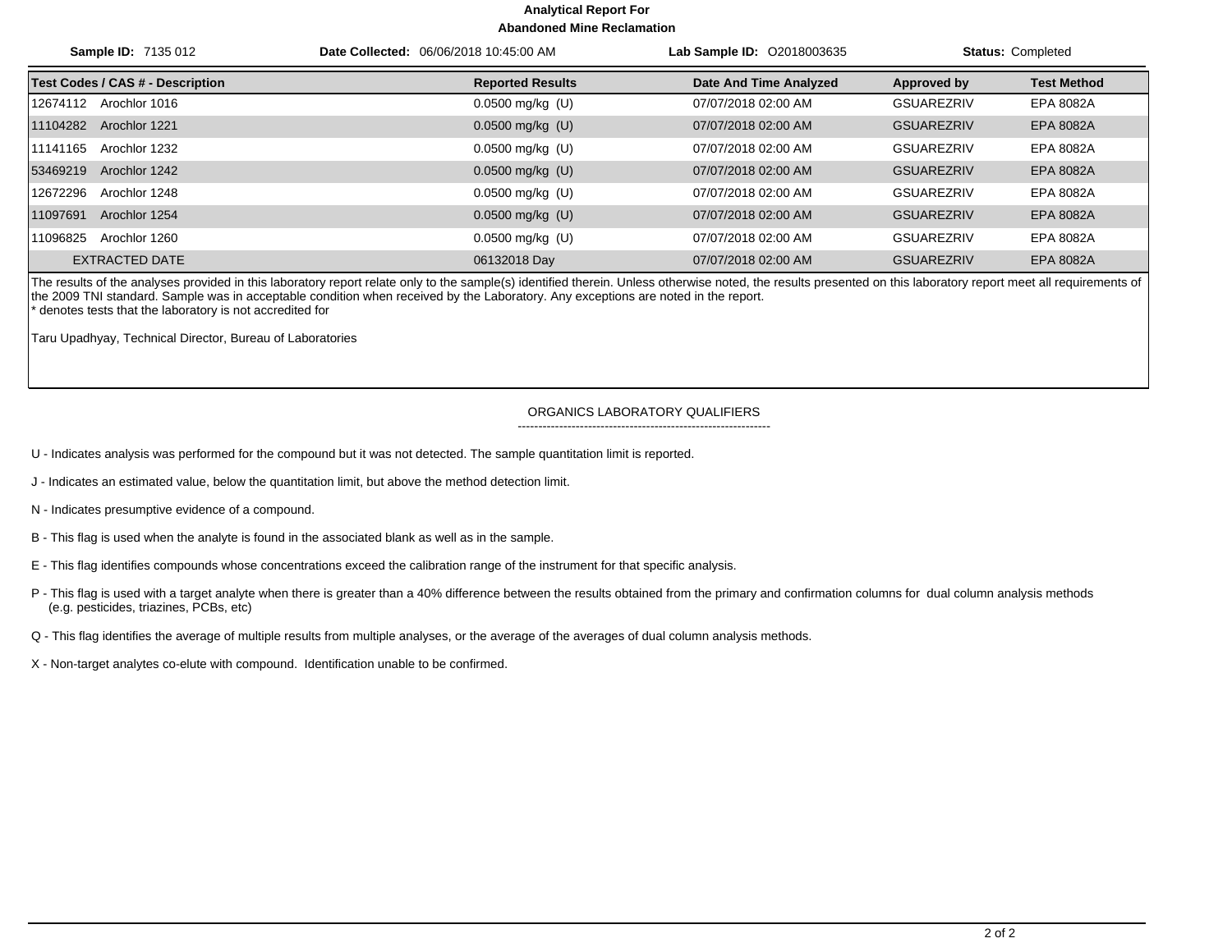**Analytical Report For**
**Abandoned Mine Reclamation**

**Sample ID:** 7135 012 **Date Collected:** 06/06/2018 10:45:00 AM **Lab Sample ID:** O2018003635 **Status:** Completed

| Test Codes / CAS # - Description | Reported Results | Date And Time Analyzed | Approved by | Test Method |
|---|---|---|---|---|
| 12674112 Arochlor 1016 | 0.0500 mg/kg (U) | 07/07/2018 02:00 AM | GSUAREZRIV | EPA 8082A |
| 11104282 Arochlor 1221 | 0.0500 mg/kg (U) | 07/07/2018 02:00 AM | GSUAREZRIV | EPA 8082A |
| 11141165 Arochlor 1232 | 0.0500 mg/kg (U) | 07/07/2018 02:00 AM | GSUAREZRIV | EPA 8082A |
| 53469219 Arochlor 1242 | 0.0500 mg/kg (U) | 07/07/2018 02:00 AM | GSUAREZRIV | EPA 8082A |
| 12672296 Arochlor 1248 | 0.0500 mg/kg (U) | 07/07/2018 02:00 AM | GSUAREZRIV | EPA 8082A |
| 11097691 Arochlor 1254 | 0.0500 mg/kg (U) | 07/07/2018 02:00 AM | GSUAREZRIV | EPA 8082A |
| 11096825 Arochlor 1260 | 0.0500 mg/kg (U) | 07/07/2018 02:00 AM | GSUAREZRIV | EPA 8082A |
| EXTRACTED DATE | 06132018 Day | 07/07/2018 02:00 AM | GSUAREZRIV | EPA 8082A |

The results of the analyses provided in this laboratory report relate only to the sample(s) identified therein. Unless otherwise noted, the results presented on this laboratory report meet all requirements of the 2009 TNI standard. Sample was in acceptable condition when received by the Laboratory. Any exceptions are noted in the report.
* denotes tests that the laboratory is not accredited for

Taru Upadhyay, Technical Director, Bureau of Laboratories

## ORGANICS LABORATORY QUALIFIERS

U - Indicates analysis was performed for the compound but it was not detected. The sample quantitation limit is reported.

J - Indicates an estimated value, below the quantitation limit, but above the method detection limit.

N - Indicates presumptive evidence of a compound.

B - This flag is used when the analyte is found in the associated blank as well as in the sample.

E - This flag identifies compounds whose concentrations exceed the calibration range of the instrument for that specific analysis.

P - This flag is used with a target analyte when there is greater than a 40% difference between the results obtained from the primary and confirmation columns for dual column analysis methods (e.g. pesticides, triazines, PCBs, etc)

Q - This flag identifies the average of multiple results from multiple analyses, or the average of the averages of dual column analysis methods.

X - Non-target analytes co-elute with compound. Identification unable to be confirmed.